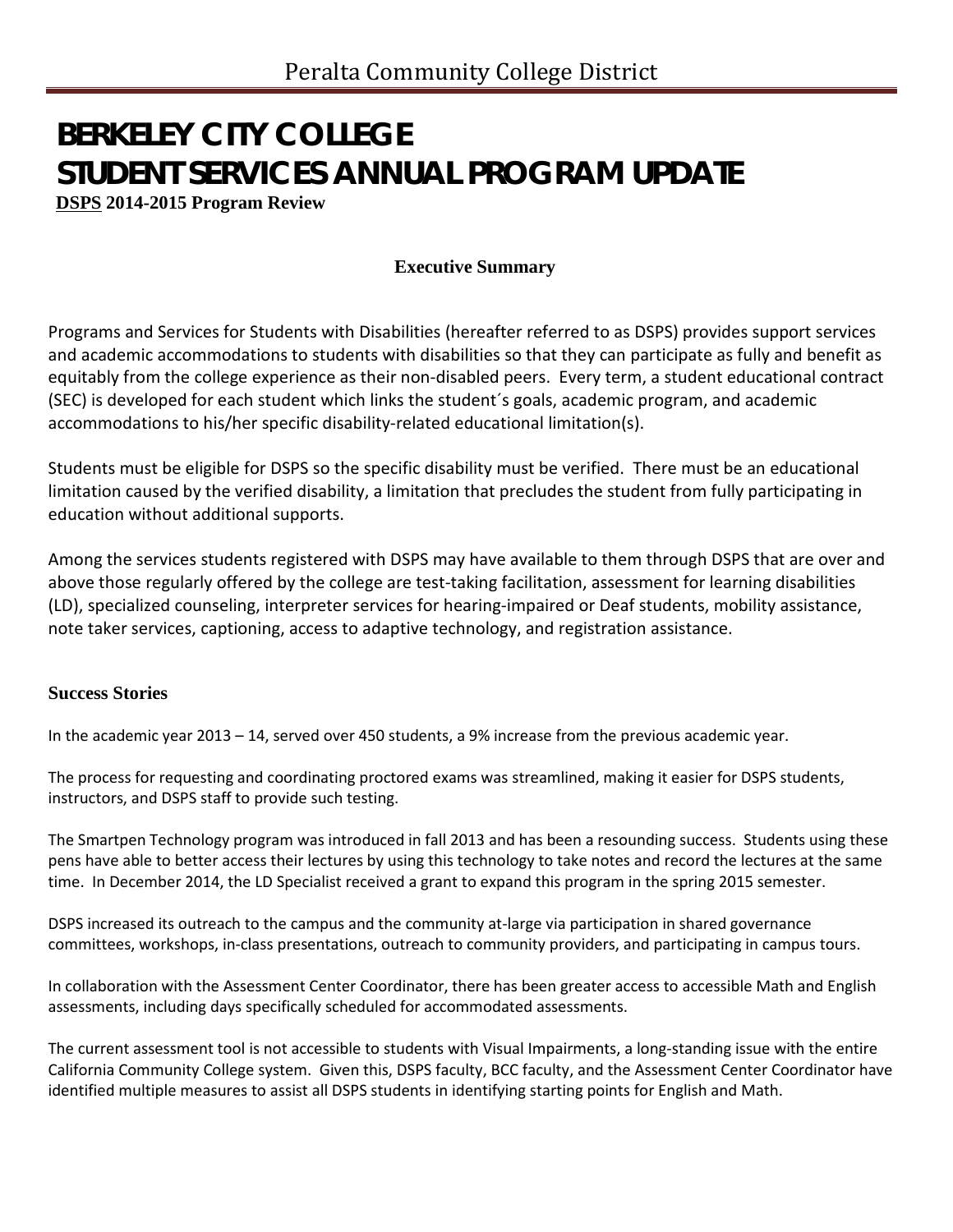Peralta Community College District

# BERKELEY CITY COLLEGE
# STUDENT SERVICES ANNUAL PROGRAM UPDATE

**DSPS 2014-2015 Program Review**

### Executive Summary

Programs and Services for Students with Disabilities (hereafter referred to as DSPS) provides support services and academic accommodations to students with disabilities so that they can participate as fully and benefit as equitably from the college experience as their non-disabled peers. Every term, a student educational contract (SEC) is developed for each student which links the student´s goals, academic program, and academic accommodations to his/her specific disability-related educational limitation(s).

Students must be eligible for DSPS so the specific disability must be verified. There must be an educational limitation caused by the verified disability, a limitation that precludes the student from fully participating in education without additional supports.

Among the services students registered with DSPS may have available to them through DSPS that are over and above those regularly offered by the college are test-taking facilitation, assessment for learning disabilities (LD), specialized counseling, interpreter services for hearing-impaired or Deaf students, mobility assistance, note taker services, captioning, access to adaptive technology, and registration assistance.

### Success Stories

In the academic year 2013 – 14, served over 450 students, a 9% increase from the previous academic year.

The process for requesting and coordinating proctored exams was streamlined, making it easier for DSPS students, instructors, and DSPS staff to provide such testing.

The Smartpen Technology program was introduced in fall 2013 and has been a resounding success. Students using these pens have able to better access their lectures by using this technology to take notes and record the lectures at the same time. In December 2014, the LD Specialist received a grant to expand this program in the spring 2015 semester.

DSPS increased its outreach to the campus and the community at-large via participation in shared governance committees, workshops, in-class presentations, outreach to community providers, and participating in campus tours.

In collaboration with the Assessment Center Coordinator, there has been greater access to accessible Math and English assessments, including days specifically scheduled for accommodated assessments.

The current assessment tool is not accessible to students with Visual Impairments, a long-standing issue with the entire California Community College system. Given this, DSPS faculty, BCC faculty, and the Assessment Center Coordinator have identified multiple measures to assist all DSPS students in identifying starting points for English and Math.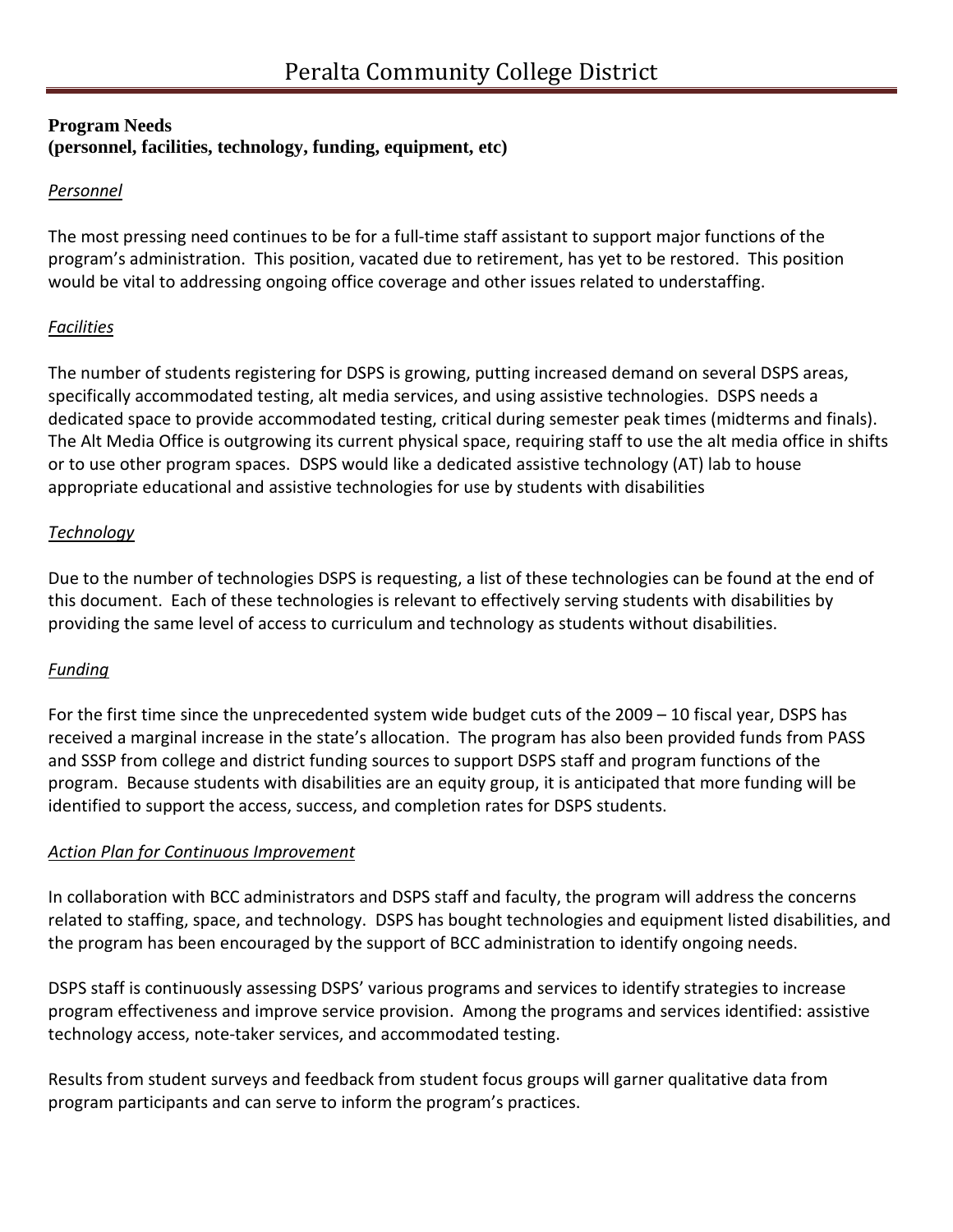**Program Needs**
**(personnel, facilities, technology, funding, equipment, etc)**

*Personnel*

The most pressing need continues to be for a full-time staff assistant to support major functions of the program's administration. This position, vacated due to retirement, has yet to be restored. This position would be vital to addressing ongoing office coverage and other issues related to understaffing.

*Facilities*

The number of students registering for DSPS is growing, putting increased demand on several DSPS areas, specifically accommodated testing, alt media services, and using assistive technologies. DSPS needs a dedicated space to provide accommodated testing, critical during semester peak times (midterms and finals). The Alt Media Office is outgrowing its current physical space, requiring staff to use the alt media office in shifts or to use other program spaces. DSPS would like a dedicated assistive technology (AT) lab to house appropriate educational and assistive technologies for use by students with disabilities

*Technology*

Due to the number of technologies DSPS is requesting, a list of these technologies can be found at the end of this document. Each of these technologies is relevant to effectively serving students with disabilities by providing the same level of access to curriculum and technology as students without disabilities.

*Funding*

For the first time since the unprecedented system wide budget cuts of the 2009 – 10 fiscal year, DSPS has received a marginal increase in the state's allocation. The program has also been provided funds from PASS and SSSP from college and district funding sources to support DSPS staff and program functions of the program. Because students with disabilities are an equity group, it is anticipated that more funding will be identified to support the access, success, and completion rates for DSPS students.

*Action Plan for Continuous Improvement*

In collaboration with BCC administrators and DSPS staff and faculty, the program will address the concerns related to staffing, space, and technology. DSPS has bought technologies and equipment listed disabilities, and the program has been encouraged by the support of BCC administration to identify ongoing needs.

DSPS staff is continuously assessing DSPS' various programs and services to identify strategies to increase program effectiveness and improve service provision. Among the programs and services identified: assistive technology access, note-taker services, and accommodated testing.

Results from student surveys and feedback from student focus groups will garner qualitative data from program participants and can serve to inform the program's practices.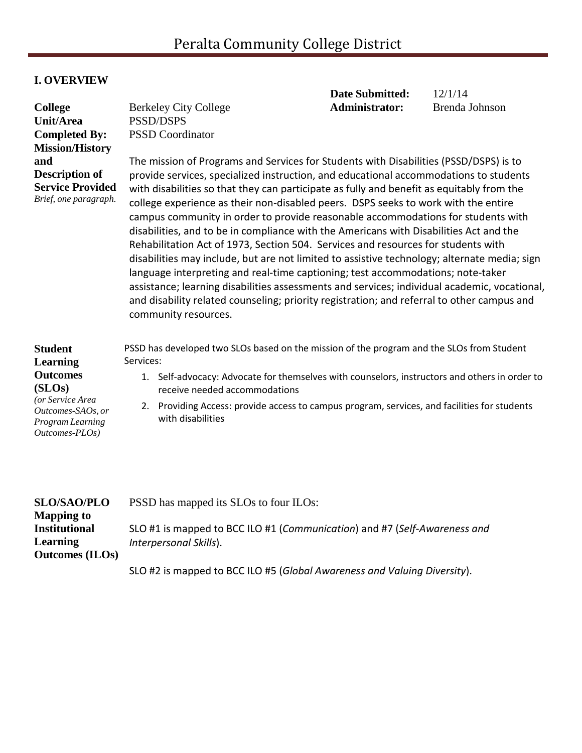# Peralta Community College District

## I. OVERVIEW

| | | | |
|---|---|---|---|
| | | **Date Submitted:** | 12/1/14 |
| **College** | Berkeley City College | **Administrator:** | Brenda Johnson |
| **Unit/Area** | PSSD/DSPS | | |
| **Completed By:** | PSSD Coordinator | | |

**Mission/History and Description of Service Provided**
*Brief, one paragraph.*

The mission of Programs and Services for Students with Disabilities (PSSD/DSPS) is to provide services, specialized instruction, and educational accommodations to students with disabilities so that they can participate as fully and benefit as equitably from the college experience as their non-disabled peers. DSPS seeks to work with the entire campus community in order to provide reasonable accommodations for students with disabilities, and to be in compliance with the Americans with Disabilities Act and the Rehabilitation Act of 1973, Section 504. Services and resources for students with disabilities may include, but are not limited to assistive technology; alternate media; sign language interpreting and real-time captioning; test accommodations; note-taker assistance; learning disabilities assessments and services; individual academic, vocational, and disability related counseling; priority registration; and referral to other campus and community resources.

**Student Learning Outcomes (SLOs)**
*(or Service Area Outcomes-SAOs, or Program Learning Outcomes-PLOs)*

PSSD has developed two SLOs based on the mission of the program and the SLOs from Student Services:

1. Self-advocacy: Advocate for themselves with counselors, instructors and others in order to receive needed accommodations
2. Providing Access: provide access to campus program, services, and facilities for students with disabilities

**SLO/SAO/PLO Mapping to Institutional Learning Outcomes (ILOs)**

PSSD has mapped its SLOs to four ILOs:

SLO #1 is mapped to BCC ILO #1 (*Communication*) and #7 (*Self-Awareness and Interpersonal Skills*).

SLO #2 is mapped to BCC ILO #5 (*Global Awareness and Valuing Diversity*).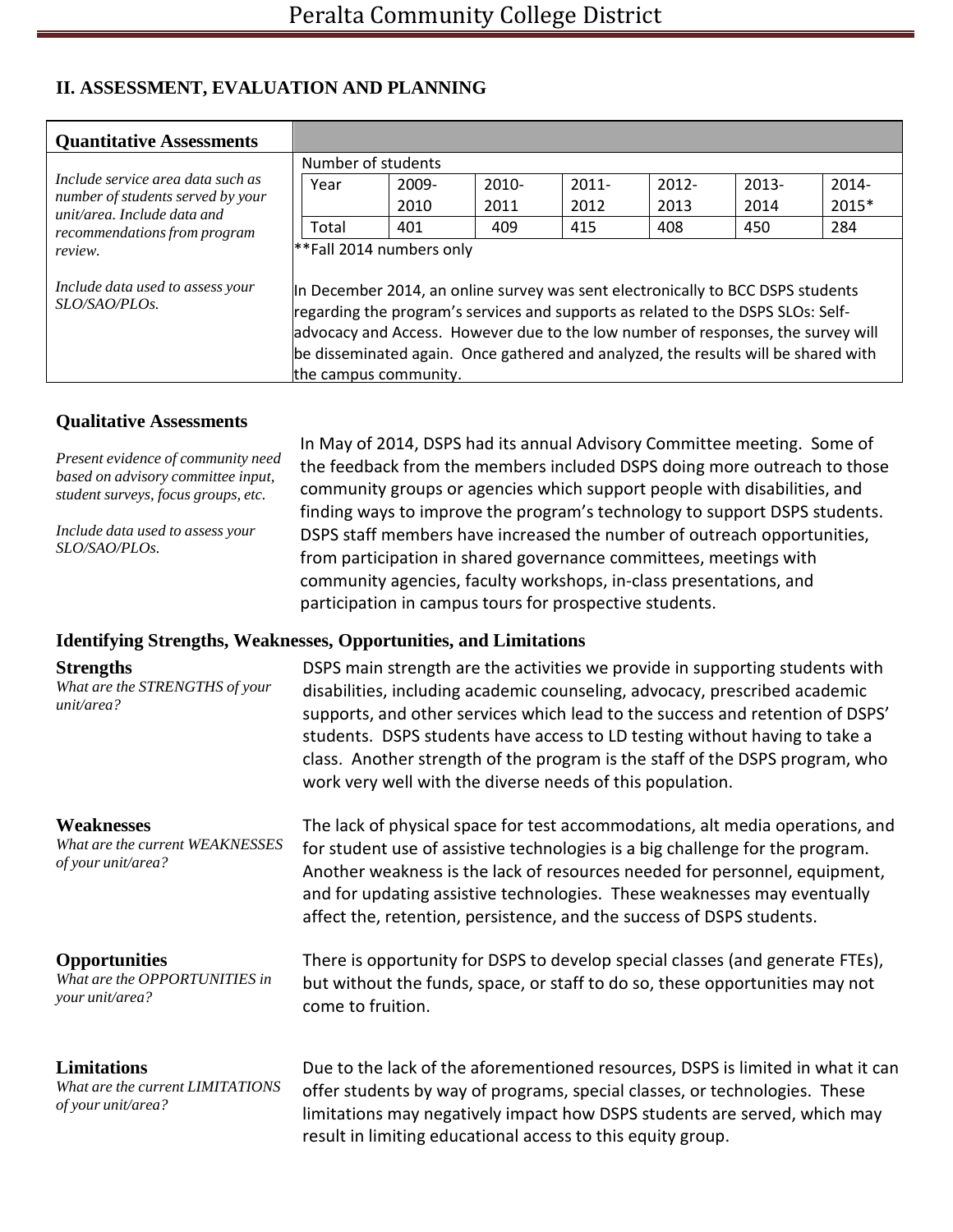## II. ASSESSMENT, EVALUATION AND PLANNING

### Quantitative Assessments

*Include service area data such as number of students served by your unit/area. Include data and recommendations from program review.*

*Include data used to assess your SLO/SAO/PLOs.*

Number of students

| Year | 2009-2010 | 2010-2011 | 2011-2012 | 2012-2013 | 2013-2014 | 2014-2015* |
|---|---|---|---|---|---|---|
| Total | 401 | 409 | 415 | 408 | 450 | 284 |

**Fall 2014 numbers only

In December 2014, an online survey was sent electronically to BCC DSPS students regarding the program's services and supports as related to the DSPS SLOs: Self-advocacy and Access. However due to the low number of responses, the survey will be disseminated again. Once gathered and analyzed, the results will be shared with the campus community.

### Qualitative Assessments

*Present evidence of community need based on advisory committee input, student surveys, focus groups, etc.*

*Include data used to assess your SLO/SAO/PLOs.*

In May of 2014, DSPS had its annual Advisory Committee meeting. Some of the feedback from the members included DSPS doing more outreach to those community groups or agencies which support people with disabilities, and finding ways to improve the program's technology to support DSPS students. DSPS staff members have increased the number of outreach opportunities, from participation in shared governance committees, meetings with community agencies, faculty workshops, in-class presentations, and participation in campus tours for prospective students.

### Identifying Strengths, Weaknesses, Opportunities, and Limitations

**Strengths**
*What are the STRENGTHS of your unit/area?*

DSPS main strength are the activities we provide in supporting students with disabilities, including academic counseling, advocacy, prescribed academic supports, and other services which lead to the success and retention of DSPS' students. DSPS students have access to LD testing without having to take a class. Another strength of the program is the staff of the DSPS program, who work very well with the diverse needs of this population.

**Weaknesses**
*What are the current WEAKNESSES of your unit/area?*

The lack of physical space for test accommodations, alt media operations, and for student use of assistive technologies is a big challenge for the program. Another weakness is the lack of resources needed for personnel, equipment, and for updating assistive technologies. These weaknesses may eventually affect the, retention, persistence, and the success of DSPS students.

**Opportunities**
*What are the OPPORTUNITIES in your unit/area?*

There is opportunity for DSPS to develop special classes (and generate FTEs), but without the funds, space, or staff to do so, these opportunities may not come to fruition.

**Limitations**
*What are the current LIMITATIONS of your unit/area?*

Due to the lack of the aforementioned resources, DSPS is limited in what it can offer students by way of programs, special classes, or technologies. These limitations may negatively impact how DSPS students are served, which may result in limiting educational access to this equity group.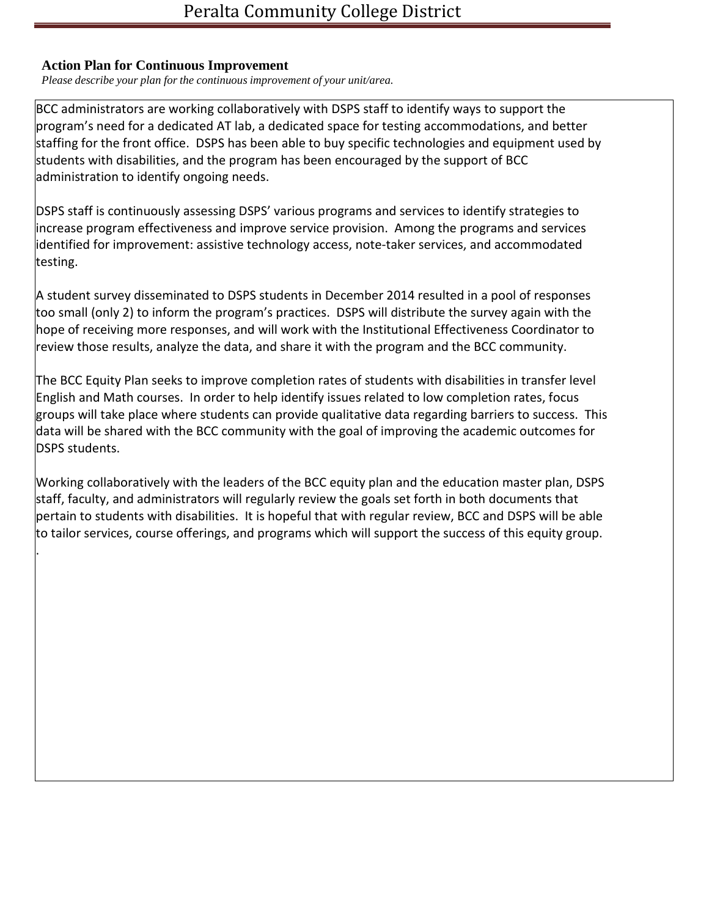### Action Plan for Continuous Improvement

*Please describe your plan for the continuous improvement of your unit/area.*

BCC administrators are working collaboratively with DSPS staff to identify ways to support the program's need for a dedicated AT lab, a dedicated space for testing accommodations, and better staffing for the front office. DSPS has been able to buy specific technologies and equipment used by students with disabilities, and the program has been encouraged by the support of BCC administration to identify ongoing needs.

DSPS staff is continuously assessing DSPS' various programs and services to identify strategies to increase program effectiveness and improve service provision. Among the programs and services identified for improvement: assistive technology access, note-taker services, and accommodated testing.

A student survey disseminated to DSPS students in December 2014 resulted in a pool of responses too small (only 2) to inform the program's practices. DSPS will distribute the survey again with the hope of receiving more responses, and will work with the Institutional Effectiveness Coordinator to review those results, analyze the data, and share it with the program and the BCC community.

The BCC Equity Plan seeks to improve completion rates of students with disabilities in transfer level English and Math courses. In order to help identify issues related to low completion rates, focus groups will take place where students can provide qualitative data regarding barriers to success. This data will be shared with the BCC community with the goal of improving the academic outcomes for DSPS students.

Working collaboratively with the leaders of the BCC equity plan and the education master plan, DSPS staff, faculty, and administrators will regularly review the goals set forth in both documents that pertain to students with disabilities. It is hopeful that with regular review, BCC and DSPS will be able to tailor services, course offerings, and programs which will support the success of this equity group.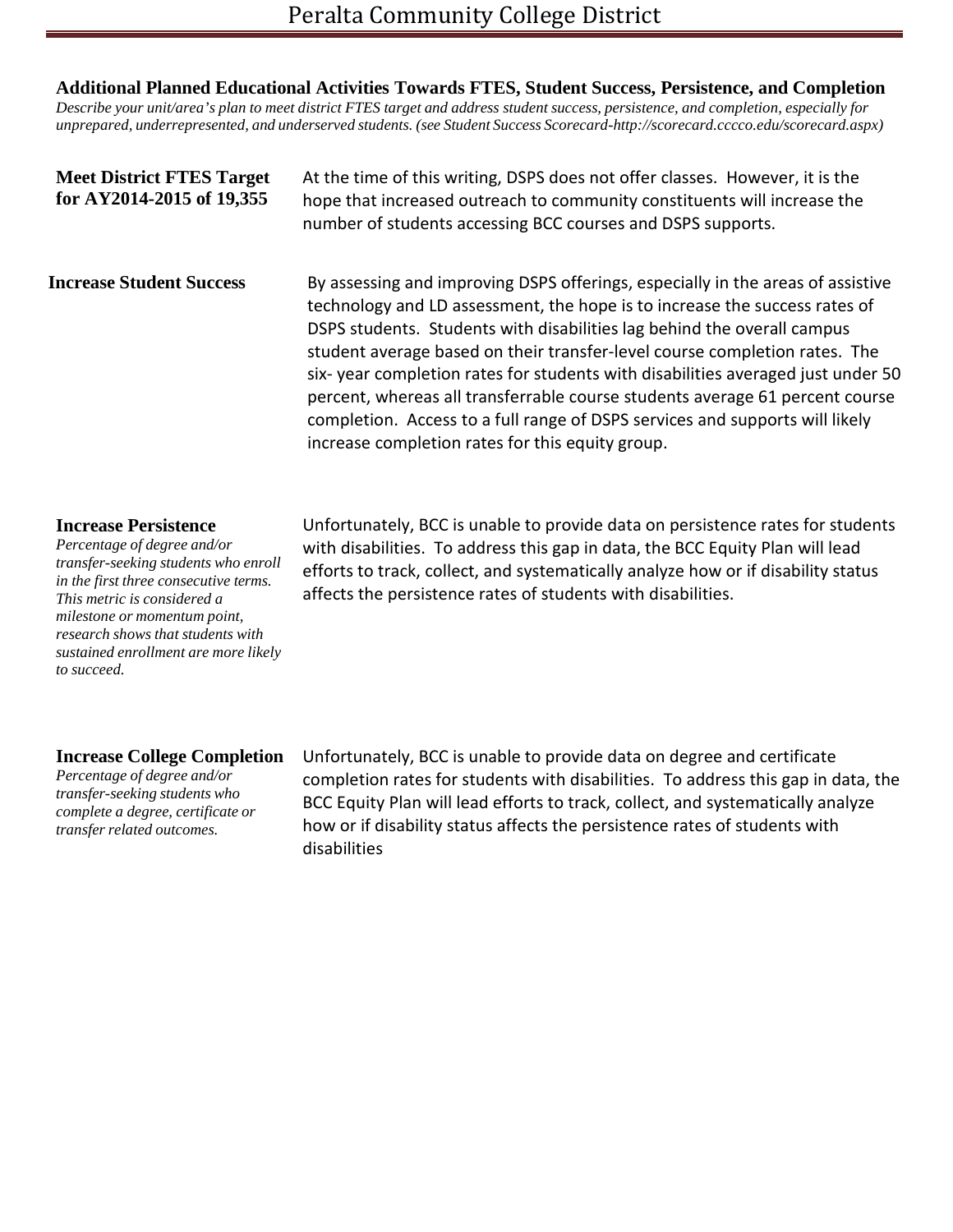## Additional Planned Educational Activities Towards FTES, Student Success, Persistence, and Completion

*Describe your unit/area's plan to meet district FTES target and address student success, persistence, and completion, especially for unprepared, underrepresented, and underserved students. (see Student Success Scorecard-http://scorecard.cccco.edu/scorecard.aspx)*

**Meet District FTES Target for AY2014-2015 of 19,355**

At the time of this writing, DSPS does not offer classes. However, it is the hope that increased outreach to community constituents will increase the number of students accessing BCC courses and DSPS supports.

**Increase Student Success**

By assessing and improving DSPS offerings, especially in the areas of assistive technology and LD assessment, the hope is to increase the success rates of DSPS students. Students with disabilities lag behind the overall campus student average based on their transfer-level course completion rates. The six- year completion rates for students with disabilities averaged just under 50 percent, whereas all transferrable course students average 61 percent course completion. Access to a full range of DSPS services and supports will likely increase completion rates for this equity group.

**Increase Persistence**

*Percentage of degree and/or transfer-seeking students who enroll in the first three consecutive terms. This metric is considered a milestone or momentum point, research shows that students with sustained enrollment are more likely to succeed.*

Unfortunately, BCC is unable to provide data on persistence rates for students with disabilities. To address this gap in data, the BCC Equity Plan will lead efforts to track, collect, and systematically analyze how or if disability status affects the persistence rates of students with disabilities.

**Increase College Completion**

*Percentage of degree and/or transfer-seeking students who complete a degree, certificate or transfer related outcomes.*

Unfortunately, BCC is unable to provide data on degree and certificate completion rates for students with disabilities. To address this gap in data, the BCC Equity Plan will lead efforts to track, collect, and systematically analyze how or if disability status affects the persistence rates of students with disabilities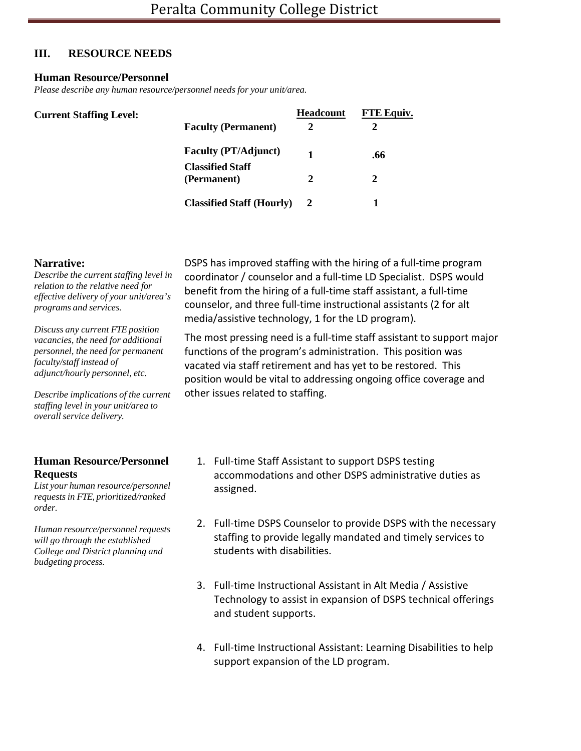## III. RESOURCE NEEDS

### Human Resource/Personnel

*Please describe any human resource/personnel needs for your unit/area.*

**Current Staffing Level:**

| | Headcount | FTE Equiv. |
|---|---|---|
| **Faculty (Permanent)** | **2** | **2** |
| **Faculty (PT/Adjunct)** | **1** | **.66** |
| **Classified Staff (Permanent)** | **2** | **2** |
| **Classified Staff (Hourly)** | **2** | **1** |

**Narrative:**

*Describe the current staffing level in relation to the relative need for effective delivery of your unit/area's programs and services.*

*Discuss any current FTE position vacancies, the need for additional personnel, the need for permanent faculty/staff instead of adjunct/hourly personnel, etc.*

*Describe implications of the current staffing level in your unit/area to overall service delivery.*

DSPS has improved staffing with the hiring of a full-time program coordinator / counselor and a full-time LD Specialist. DSPS would benefit from the hiring of a full-time staff assistant, a full-time counselor, and three full-time instructional assistants (2 for alt media/assistive technology, 1 for the LD program).

The most pressing need is a full-time staff assistant to support major functions of the program's administration. This position was vacated via staff retirement and has yet to be restored. This position would be vital to addressing ongoing office coverage and other issues related to staffing.

**Human Resource/Personnel Requests**

*List your human resource/personnel requests in FTE, prioritized/ranked order.*

*Human resource/personnel requests will go through the established College and District planning and budgeting process.*

1. Full-time Staff Assistant to support DSPS testing accommodations and other DSPS administrative duties as assigned.

2. Full-time DSPS Counselor to provide DSPS with the necessary staffing to provide legally mandated and timely services to students with disabilities.

3. Full-time Instructional Assistant in Alt Media / Assistive Technology to assist in expansion of DSPS technical offerings and student supports.

4. Full-time Instructional Assistant: Learning Disabilities to help support expansion of the LD program.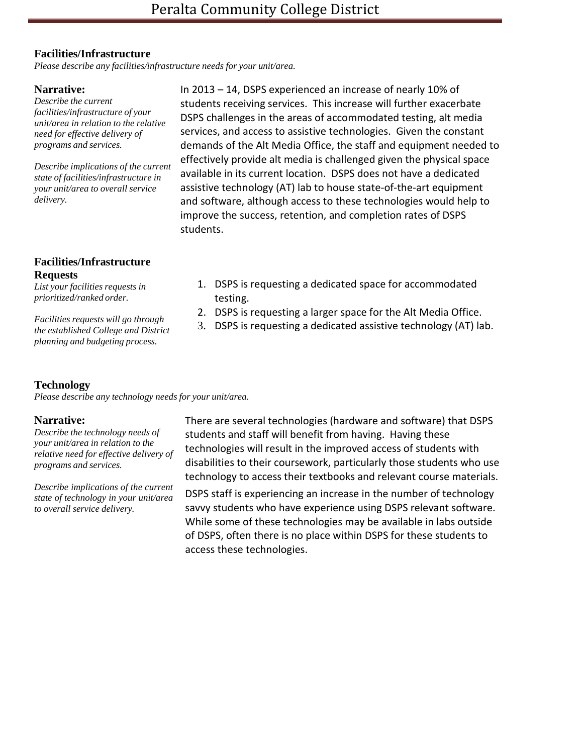## Facilities/Infrastructure

*Please describe any facilities/infrastructure needs for your unit/area.*

**Narrative:**

*Describe the current facilities/infrastructure of your unit/area in relation to the relative need for effective delivery of programs and services.*

*Describe implications of the current state of facilities/infrastructure in your unit/area to overall service delivery.*

In 2013 – 14, DSPS experienced an increase of nearly 10% of students receiving services. This increase will further exacerbate DSPS challenges in the areas of accommodated testing, alt media services, and access to assistive technologies. Given the constant demands of the Alt Media Office, the staff and equipment needed to effectively provide alt media is challenged given the physical space available in its current location. DSPS does not have a dedicated assistive technology (AT) lab to house state-of-the-art equipment and software, although access to these technologies would help to improve the success, retention, and completion rates of DSPS students.

**Facilities/Infrastructure Requests**

*List your facilities requests in prioritized/ranked order.*

*Facilities requests will go through the established College and District planning and budgeting process.*

1. DSPS is requesting a dedicated space for accommodated testing.
2. DSPS is requesting a larger space for the Alt Media Office.
3. DSPS is requesting a dedicated assistive technology (AT) lab.

## Technology

*Please describe any technology needs for your unit/area.*

**Narrative:**

*Describe the technology needs of your unit/area in relation to the relative need for effective delivery of programs and services.*

*Describe implications of the current state of technology in your unit/area to overall service delivery.*

There are several technologies (hardware and software) that DSPS students and staff will benefit from having. Having these technologies will result in the improved access of students with disabilities to their coursework, particularly those students who use technology to access their textbooks and relevant course materials.

DSPS staff is experiencing an increase in the number of technology savvy students who have experience using DSPS relevant software. While some of these technologies may be available in labs outside of DSPS, often there is no place within DSPS for these students to access these technologies.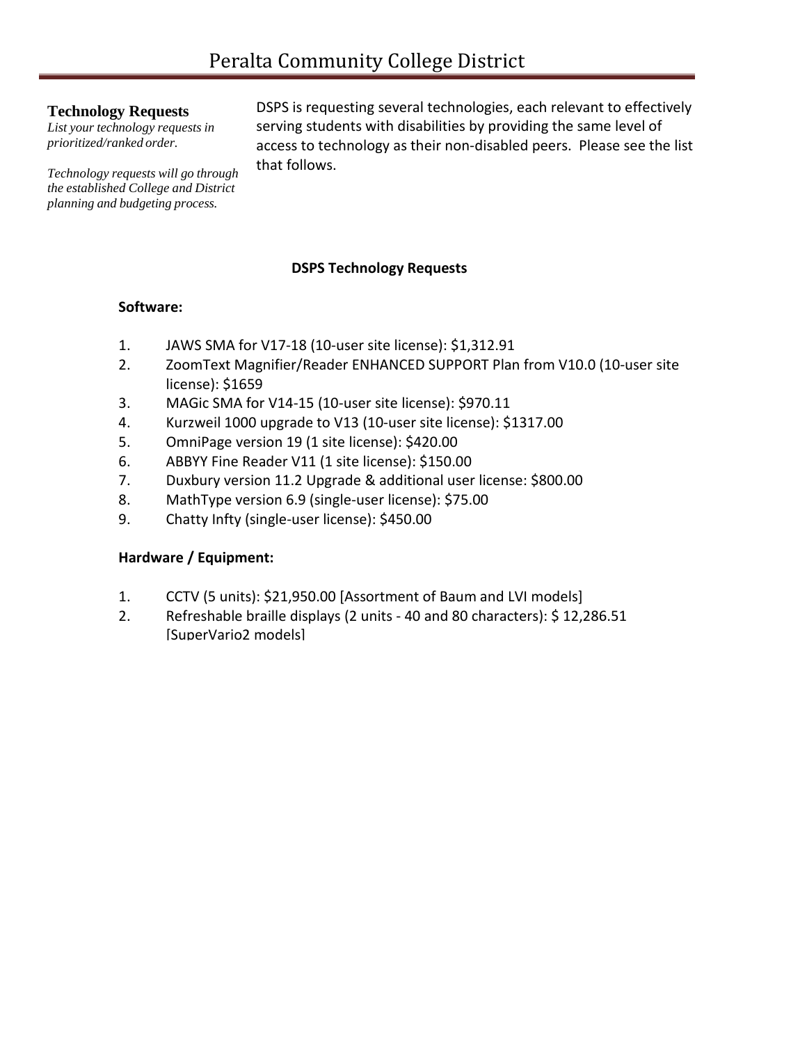**Technology Requests**
*List your technology requests in prioritized/ranked order.*

*Technology requests will go through the established College and District planning and budgeting process.*

DSPS is requesting several technologies, each relevant to effectively serving students with disabilities by providing the same level of access to technology as their non-disabled peers. Please see the list that follows.

**DSPS Technology Requests**

**Software:**

1. JAWS SMA for V17-18 (10-user site license): $1,312.91
2. ZoomText Magnifier/Reader ENHANCED SUPPORT Plan from V10.0 (10-user site license): $1659
3. MAGic SMA for V14-15 (10-user site license): $970.11
4. Kurzweil 1000 upgrade to V13 (10-user site license): $1317.00
5. OmniPage version 19 (1 site license): $420.00
6. ABBYY Fine Reader V11 (1 site license): $150.00
7. Duxbury version 11.2 Upgrade & additional user license: $800.00
8. MathType version 6.9 (single-user license): $75.00
9. Chatty Infty (single-user license): $450.00

**Hardware / Equipment:**

1. CCTV (5 units): $21,950.00 [Assortment of Baum and LVI models]
2. Refreshable braille displays (2 units - 40 and 80 characters): $ 12,286.51 [SuperVario2 models]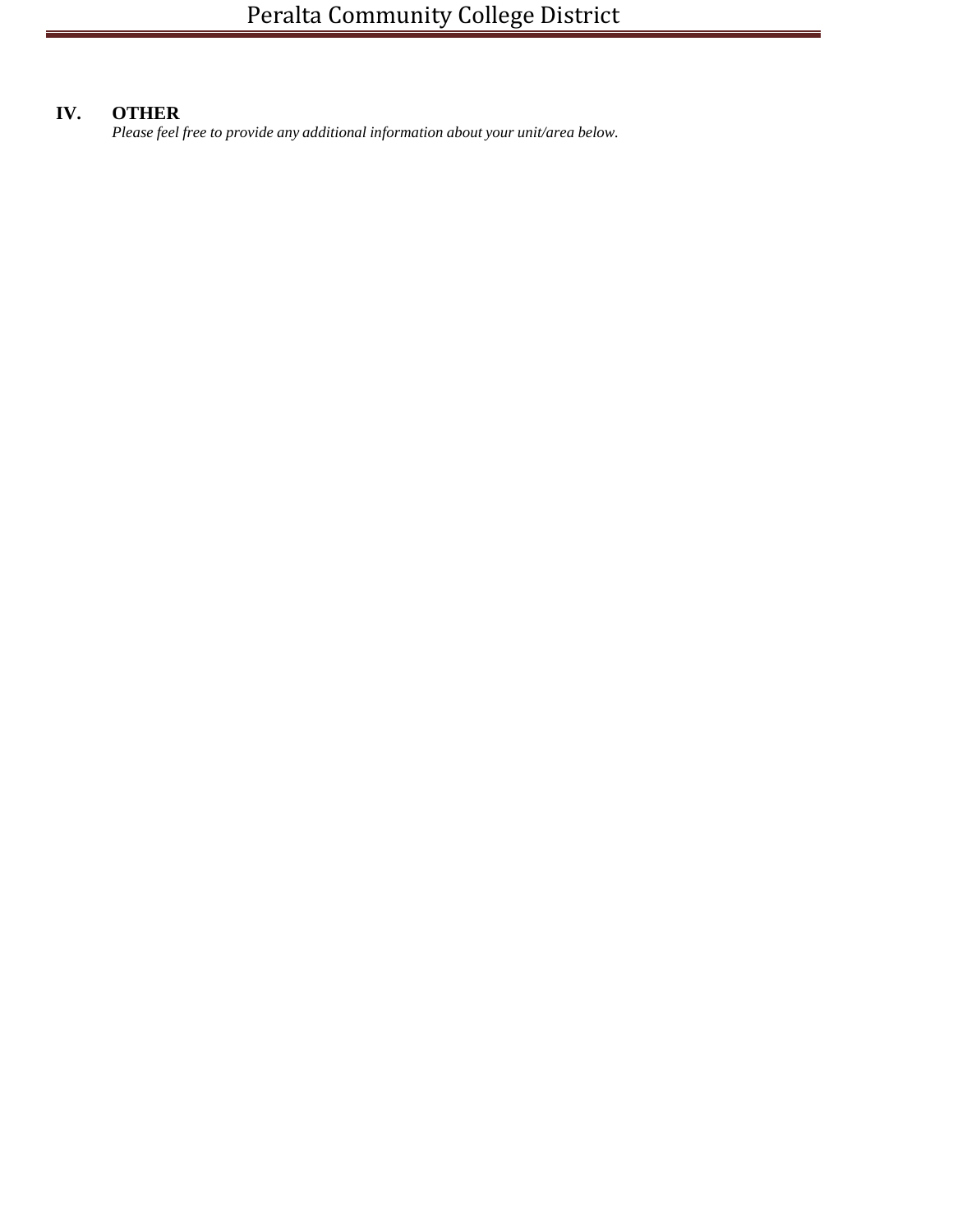## IV. OTHER

*Please feel free to provide any additional information about your unit/area below.*